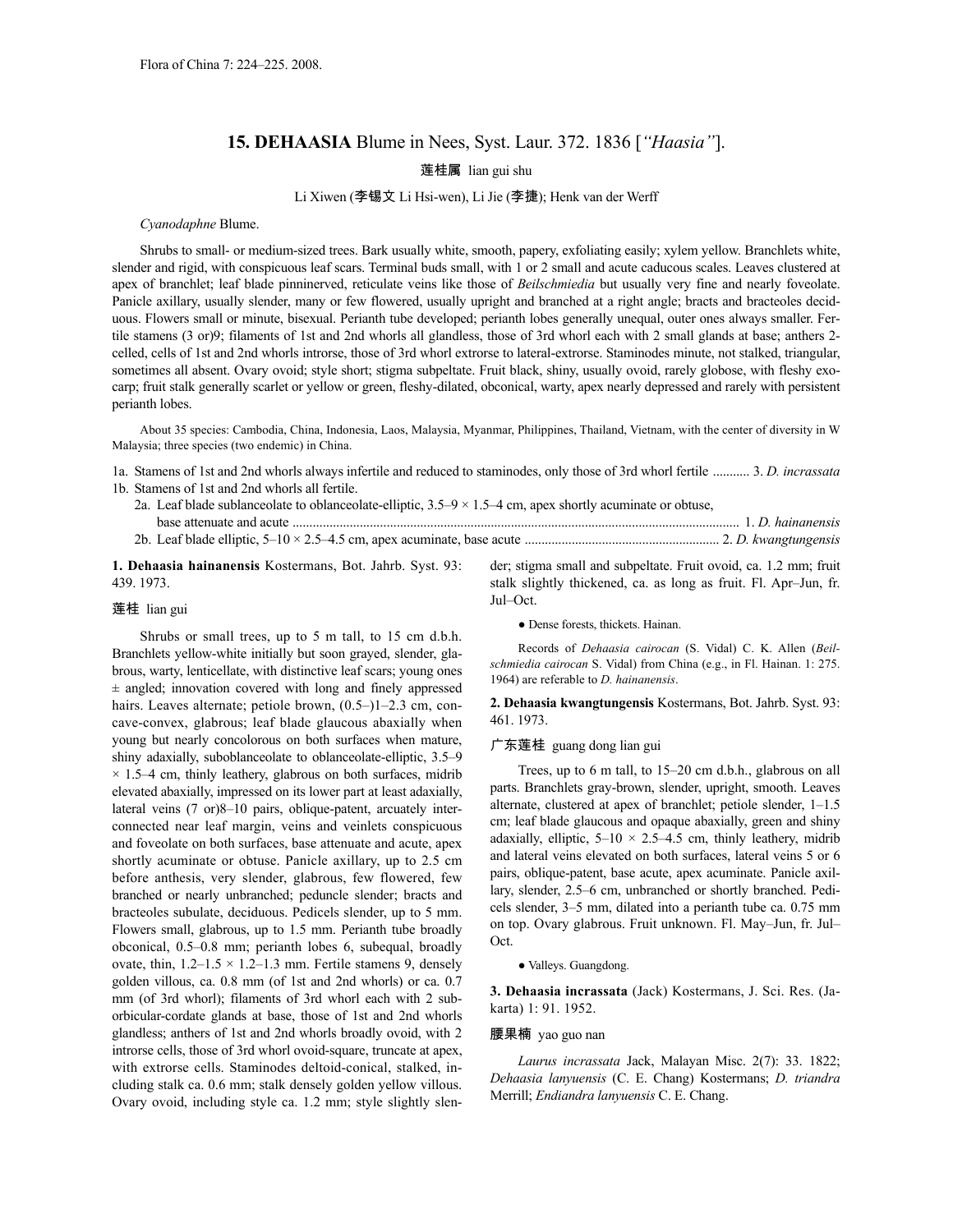Flora of China 7: 224–225. 2008.

# 15. DEHAASIA Blume in Nees, Syst. Laur. 372. 1836 [*"Haasia"*].

莲桂属 lian gui shu

Li Xiwen (李锡文 Li Hsi-wen), Li Jie (李捷); Henk van der Werff

*Cyanodaphne* Blume.

Shrubs to small- or medium-sized trees. Bark usually white, smooth, papery, exfoliating easily; xylem yellow. Branchlets white, slender and rigid, with conspicuous leaf scars. Terminal buds small, with 1 or 2 small and acute caducous scales. Leaves clustered at apex of branchlet; leaf blade pinninerved, reticulate veins like those of *Beilschmiedia* but usually very fine and nearly foveolate. Panicle axillary, usually slender, many or few flowered, usually upright and branched at a right angle; bracts and bracteoles deciduous. Flowers small or minute, bisexual. Perianth tube developed; perianth lobes generally unequal, outer ones always smaller. Fertile stamens (3 or)9; filaments of 1st and 2nd whorls all glandless, those of 3rd whorl each with 2 small glands at base; anthers 2-celled, cells of 1st and 2nd whorls introrse, those of 3rd whorl extrorse to lateral-extrorse. Staminodes minute, not stalked, triangular, sometimes all absent. Ovary ovoid; style short; stigma subpeltate. Fruit black, shiny, usually ovoid, rarely globose, with fleshy exocarp; fruit stalk generally scarlet or yellow or green, fleshy-dilated, obconical, warty, apex nearly depressed and rarely with persistent perianth lobes.

About 35 species: Cambodia, China, Indonesia, Laos, Malaysia, Myanmar, Philippines, Thailand, Vietnam, with the center of diversity in W Malaysia; three species (two endemic) in China.

1a. Stamens of 1st and 2nd whorls always infertile and reduced to staminodes, only those of 3rd whorl fertile ........... 3. *D. incrassata*
1b. Stamens of 1st and 2nd whorls all fertile.
  2a. Leaf blade sublanceolate to oblanceolate-elliptic, 3.5–9 × 1.5–4 cm, apex shortly acuminate or obtuse, base attenuate and acute .................................................................................................................................. 1. *D. hainanensis*
  2b. Leaf blade elliptic, 5–10 × 2.5–4.5 cm, apex acuminate, base acute ......................................................... 2. *D. kwangtungensis*

**1. Dehaasia hainanensis** Kostermans, Bot. Jahrb. Syst. 93: 439. 1973.

莲桂 lian gui

Shrubs or small trees, up to 5 m tall, to 15 cm d.b.h. Branchlets yellow-white initially but soon grayed, slender, glabrous, warty, lenticellate, with distinctive leaf scars; young ones ± angled; innovation covered with long and finely appressed hairs. Leaves alternate; petiole brown, (0.5–)1–2.3 cm, concave-convex, glabrous; leaf blade glaucous abaxially when young but nearly concolorous on both surfaces when mature, shiny adaxially, suboblanceolate to oblanceolate-elliptic, 3.5–9 × 1.5–4 cm, thinly leathery, glabrous on both surfaces, midrib elevated abaxially, impressed on its lower part at least adaxially, lateral veins (7 or)8–10 pairs, oblique-patent, arcuately interconnected near leaf margin, veins and veinlets conspicuous and foveolate on both surfaces, base attenuate and acute, apex shortly acuminate or obtuse. Panicle axillary, up to 2.5 cm before anthesis, very slender, glabrous, few flowered, few branched or nearly unbranched; peduncle slender; bracts and bracteoles subulate, deciduous. Pedicels slender, up to 5 mm. Flowers small, glabrous, up to 1.5 mm. Perianth tube broadly obconical, 0.5–0.8 mm; perianth lobes 6, subequal, broadly ovate, thin, 1.2–1.5 × 1.2–1.3 mm. Fertile stamens 9, densely golden villous, ca. 0.8 mm (of 1st and 2nd whorls) or ca. 0.7 mm (of 3rd whorl); filaments of 3rd whorl each with 2 suborbicular-cordate glands at base, those of 1st and 2nd whorls glandless; anthers of 1st and 2nd whorls broadly ovoid, with 2 introrse cells, those of 3rd whorl ovoid-square, truncate at apex, with extrorse cells. Staminodes deltoid-conical, stalked, including stalk ca. 0.6 mm; stalk densely golden yellow villous. Ovary ovoid, including style ca. 1.2 mm; style slightly slender; stigma small and subpeltate. Fruit ovoid, ca. 1.2 mm; fruit stalk slightly thickened, ca. as long as fruit. Fl. Apr–Jun, fr. Jul–Oct.

● Dense forests, thickets. Hainan.

Records of *Dehaasia cairocan* (S. Vidal) C. K. Allen (*Beilschmiedia cairocan* S. Vidal) from China (e.g., in Fl. Hainan. 1: 275. 1964) are referable to *D. hainanensis*.

**2. Dehaasia kwangtungensis** Kostermans, Bot. Jahrb. Syst. 93: 461. 1973.

广东莲桂 guang dong lian gui

Trees, up to 6 m tall, to 15–20 cm d.b.h., glabrous on all parts. Branchlets gray-brown, slender, upright, smooth. Leaves alternate, clustered at apex of branchlet; petiole slender, 1–1.5 cm; leaf blade glaucous and opaque abaxially, green and shiny adaxially, elliptic, 5–10 × 2.5–4.5 cm, thinly leathery, midrib and lateral veins elevated on both surfaces, lateral veins 5 or 6 pairs, oblique-patent, base acute, apex acuminate. Panicle axillary, slender, 2.5–6 cm, unbranched or shortly branched. Pedicels slender, 3–5 mm, dilated into a perianth tube ca. 0.75 mm on top. Ovary glabrous. Fruit unknown. Fl. May–Jun, fr. Jul–Oct.

● Valleys. Guangdong.

**3. Dehaasia incrassata** (Jack) Kostermans, J. Sci. Res. (Jakarta) 1: 91. 1952.

腰果楠 yao guo nan

*Laurus incrassata* Jack, Malayan Misc. 2(7): 33. 1822; *Dehaasia lanyuensis* (C. E. Chang) Kostermans; *D. triandra* Merrill; *Endiandra lanyuensis* C. E. Chang.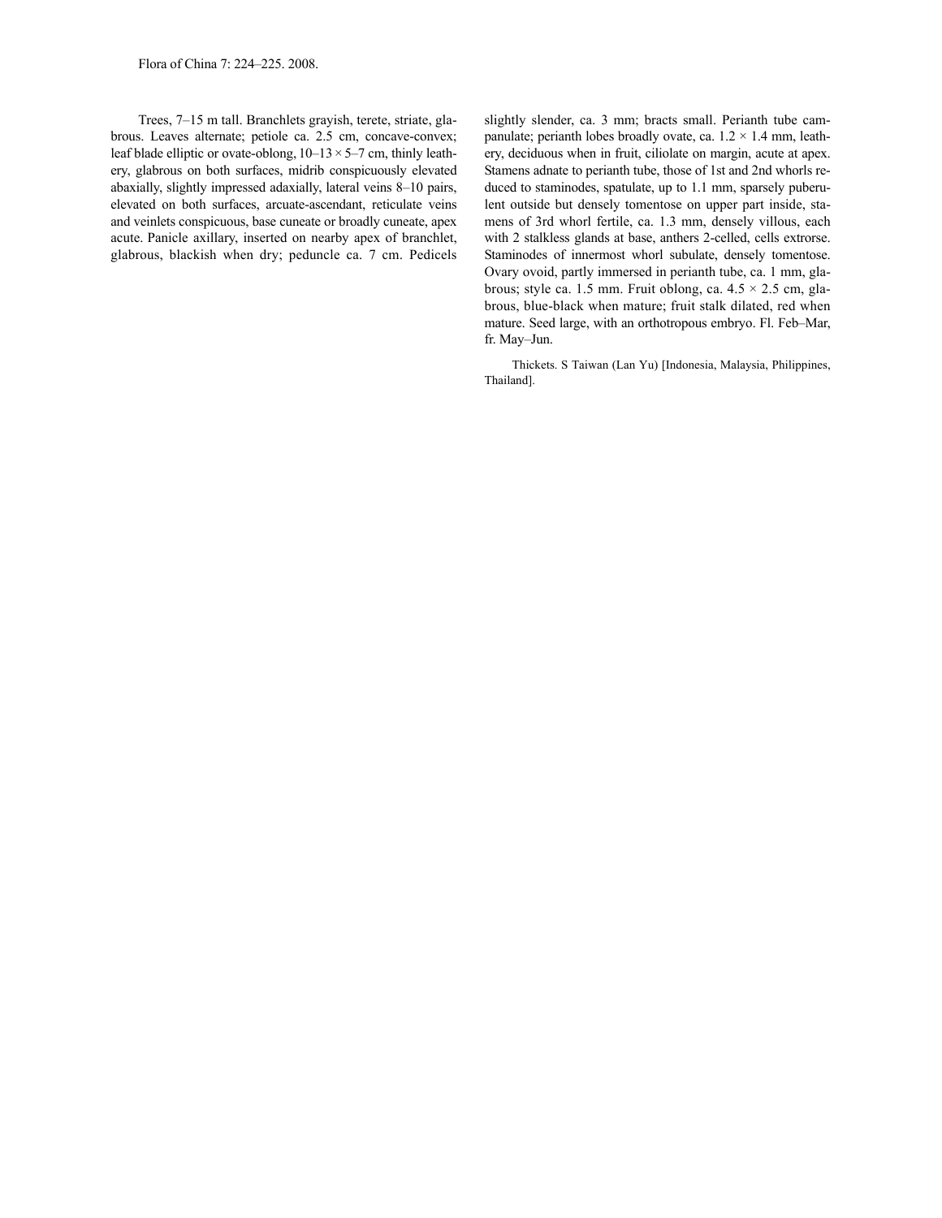Trees, 7–15 m tall. Branchlets grayish, terete, striate, glabrous. Leaves alternate; petiole ca. 2.5 cm, concave-convex; leaf blade elliptic or ovate-oblong, 10–13 × 5–7 cm, thinly leathery, glabrous on both surfaces, midrib conspicuously elevated abaxially, slightly impressed adaxially, lateral veins 8–10 pairs, elevated on both surfaces, arcuate-ascendant, reticulate veins and veinlets conspicuous, base cuneate or broadly cuneate, apex acute. Panicle axillary, inserted on nearby apex of branchlet, glabrous, blackish when dry; peduncle ca. 7 cm. Pedicels slightly slender, ca. 3 mm; bracts small. Perianth tube campanulate; perianth lobes broadly ovate, ca. 1.2 × 1.4 mm, leathery, deciduous when in fruit, ciliolate on margin, acute at apex. Stamens adnate to perianth tube, those of 1st and 2nd whorls reduced to staminodes, spatulate, up to 1.1 mm, sparsely puberulent outside but densely tomentose on upper part inside, stamens of 3rd whorl fertile, ca. 1.3 mm, densely villous, each with 2 stalkless glands at base, anthers 2-celled, cells extrorse. Staminodes of innermost whorl subulate, densely tomentose. Ovary ovoid, partly immersed in perianth tube, ca. 1 mm, glabrous; style ca. 1.5 mm. Fruit oblong, ca. 4.5 × 2.5 cm, glabrous, blue-black when mature; fruit stalk dilated, red when mature. Seed large, with an orthotropous embryo. Fl. Feb–Mar, fr. May–Jun.

Thickets. S Taiwan (Lan Yu) [Indonesia, Malaysia, Philippines, Thailand].